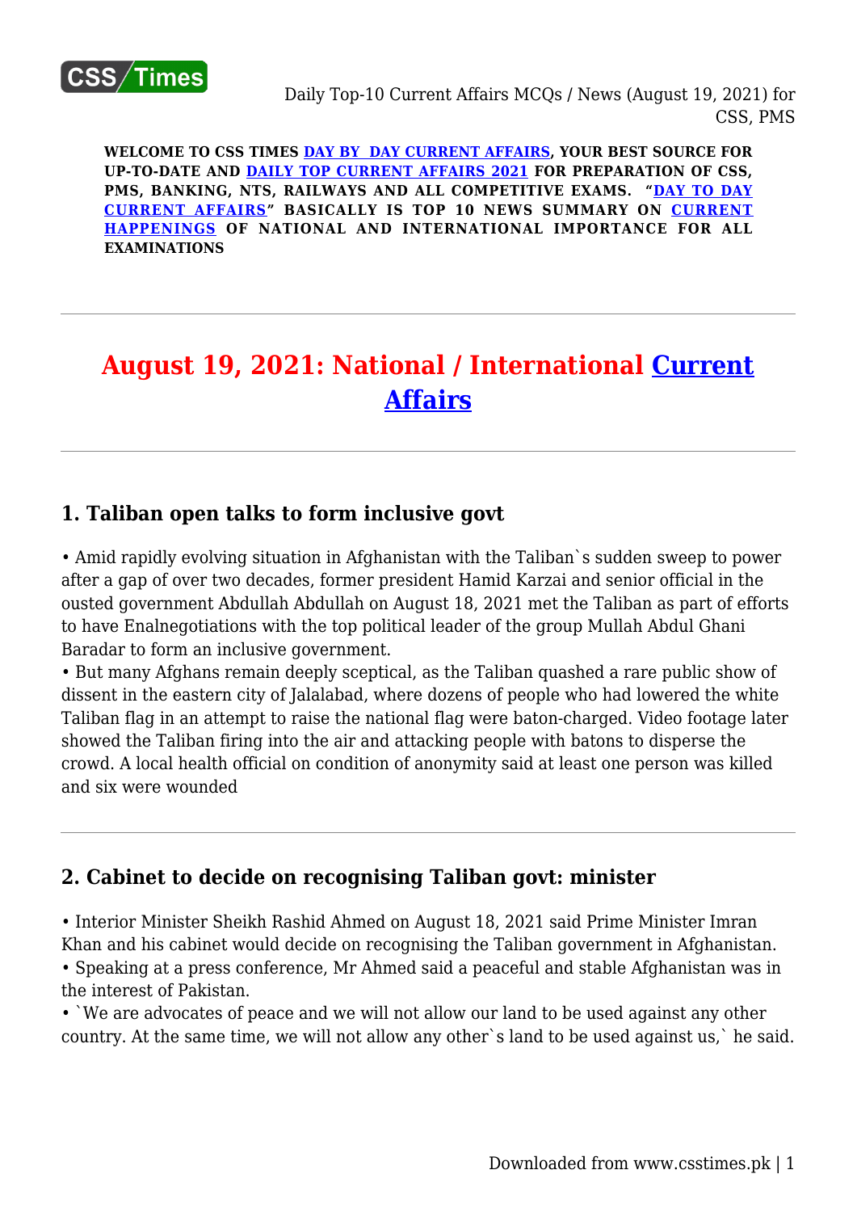**WELCOME TO CSS TIMES [DAY BY DAY CURRENT AFFAIRS], YOUR BEST SOURCE FOR UP-TO-DATE AND [DAILY TOP CURRENT AFFAIRS 2021] FOR PREPARATION OF CSS, PMS, BANKING, NTS, RAILWAYS AND ALL COMPETITIVE EXAMS. "[DAY TO DAY CURRENT AFFAIRS]" BASICALLY IS TOP 10 NEWS SUMMARY ON [CURRENT HAPPENINGS] OF NATIONAL AND INTERNATIONAL IMPORTANCE FOR ALL EXAMINATIONS**

---

# August 19, 2021: National / International Current Affairs

---

## 1. Taliban open talks to form inclusive govt

• Amid rapidly evolving situation in Afghanistan with the Taliban`s sudden sweep to power after a gap of over two decades, former president Hamid Karzai and senior official in the ousted government Abdullah Abdullah on August 18, 2021 met the Taliban as part of efforts to have Enalnegotiations with the top political leader of the group Mullah Abdul Ghani Baradar to form an inclusive government.
• But many Afghans remain deeply sceptical, as the Taliban quashed a rare public show of dissent in the eastern city of Jalalabad, where dozens of people who had lowered the white Taliban flag in an attempt to raise the national flag were baton-charged. Video footage later showed the Taliban firing into the air and attacking people with batons to disperse the crowd. A local health official on condition of anonymity said at least one person was killed and six were wounded

---

## 2. Cabinet to decide on recognising Taliban govt: minister

• Interior Minister Sheikh Rashid Ahmed on August 18, 2021 said Prime Minister Imran Khan and his cabinet would decide on recognising the Taliban government in Afghanistan.
• Speaking at a press conference, Mr Ahmed said a peaceful and stable Afghanistan was in the interest of Pakistan.
• `We are advocates of peace and we will not allow our land to be used against any other country. At the same time, we will not allow any other`s land to be used against us,` he said.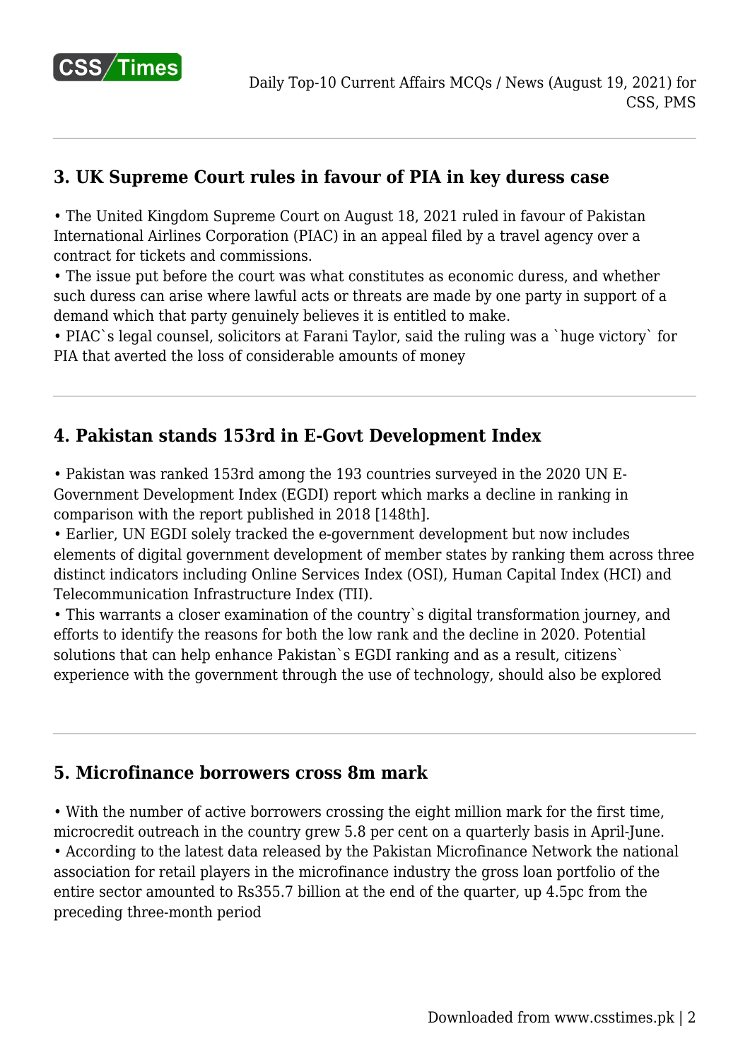### 3. UK Supreme Court rules in favour of PIA in key duress case

- The United Kingdom Supreme Court on August 18, 2021 ruled in favour of Pakistan International Airlines Corporation (PIAC) in an appeal filed by a travel agency over a contract for tickets and commissions.
- The issue put before the court was what constitutes as economic duress, and whether such duress can arise where lawful acts or threats are made by one party in support of a demand which that party genuinely believes it is entitled to make.
- PIAC`s legal counsel, solicitors at Farani Taylor, said the ruling was a `huge victory` for PIA that averted the loss of considerable amounts of money

---

### 4. Pakistan stands 153rd in E-Govt Development Index

- Pakistan was ranked 153rd among the 193 countries surveyed in the 2020 UN E-Government Development Index (EGDI) report which marks a decline in ranking in comparison with the report published in 2018 [148th].
- Earlier, UN EGDI solely tracked the e-government development but now includes elements of digital government development of member states by ranking them across three distinct indicators including Online Services Index (OSI), Human Capital Index (HCI) and Telecommunication Infrastructure Index (TII).
- This warrants a closer examination of the country`s digital transformation journey, and efforts to identify the reasons for both the low rank and the decline in 2020. Potential solutions that can help enhance Pakistan`s EGDI ranking and as a result, citizens` experience with the government through the use of technology, should also be explored

---

### 5. Microfinance borrowers cross 8m mark

- With the number of active borrowers crossing the eight million mark for the first time, microcredit outreach in the country grew 5.8 per cent on a quarterly basis in April-June.
- According to the latest data released by the Pakistan Microfinance Network the national association for retail players in the microfinance industry the gross loan portfolio of the entire sector amounted to Rs355.7 billion at the end of the quarter, up 4.5pc from the preceding three-month period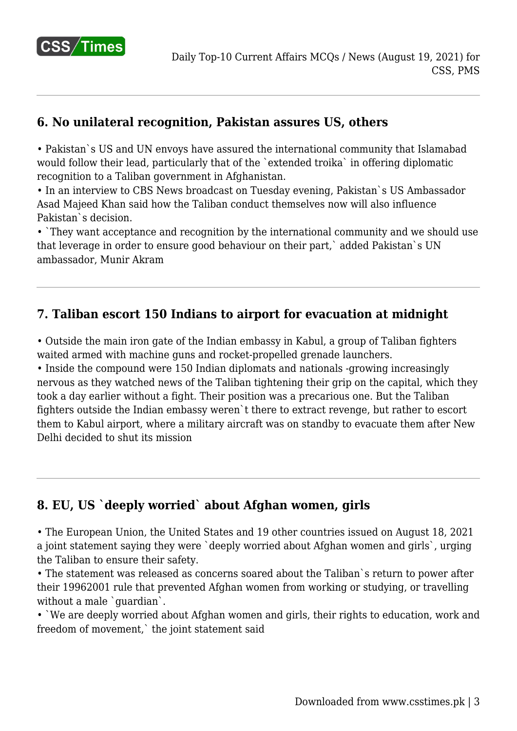## 6. No unilateral recognition, Pakistan assures US, others

• Pakistan`s US and UN envoys have assured the international community that Islamabad would follow their lead, particularly that of the `extended troika` in offering diplomatic recognition to a Taliban government in Afghanistan.
• In an interview to CBS News broadcast on Tuesday evening, Pakistan`s US Ambassador Asad Majeed Khan said how the Taliban conduct themselves now will also influence Pakistan`s decision.
• `They want acceptance and recognition by the international community and we should use that leverage in order to ensure good behaviour on their part,` added Pakistan`s UN ambassador, Munir Akram

## 7. Taliban escort 150 Indians to airport for evacuation at midnight

• Outside the main iron gate of the Indian embassy in Kabul, a group of Taliban fighters waited armed with machine guns and rocket-propelled grenade launchers.
• Inside the compound were 150 Indian diplomats and nationals -growing increasingly nervous as they watched news of the Taliban tightening their grip on the capital, which they took a day earlier without a fight. Their position was a precarious one. But the Taliban fighters outside the Indian embassy weren`t there to extract revenge, but rather to escort them to Kabul airport, where a military aircraft was on standby to evacuate them after New Delhi decided to shut its mission

## 8. EU, US `deeply worried` about Afghan women, girls

• The European Union, the United States and 19 other countries issued on August 18, 2021 a joint statement saying they were `deeply worried about Afghan women and girls`, urging the Taliban to ensure their safety.
• The statement was released as concerns soared about the Taliban`s return to power after their 19962001 rule that prevented Afghan women from working or studying, or travelling without a male `guardian`.
• `We are deeply worried about Afghan women and girls, their rights to education, work and freedom of movement,` the joint statement said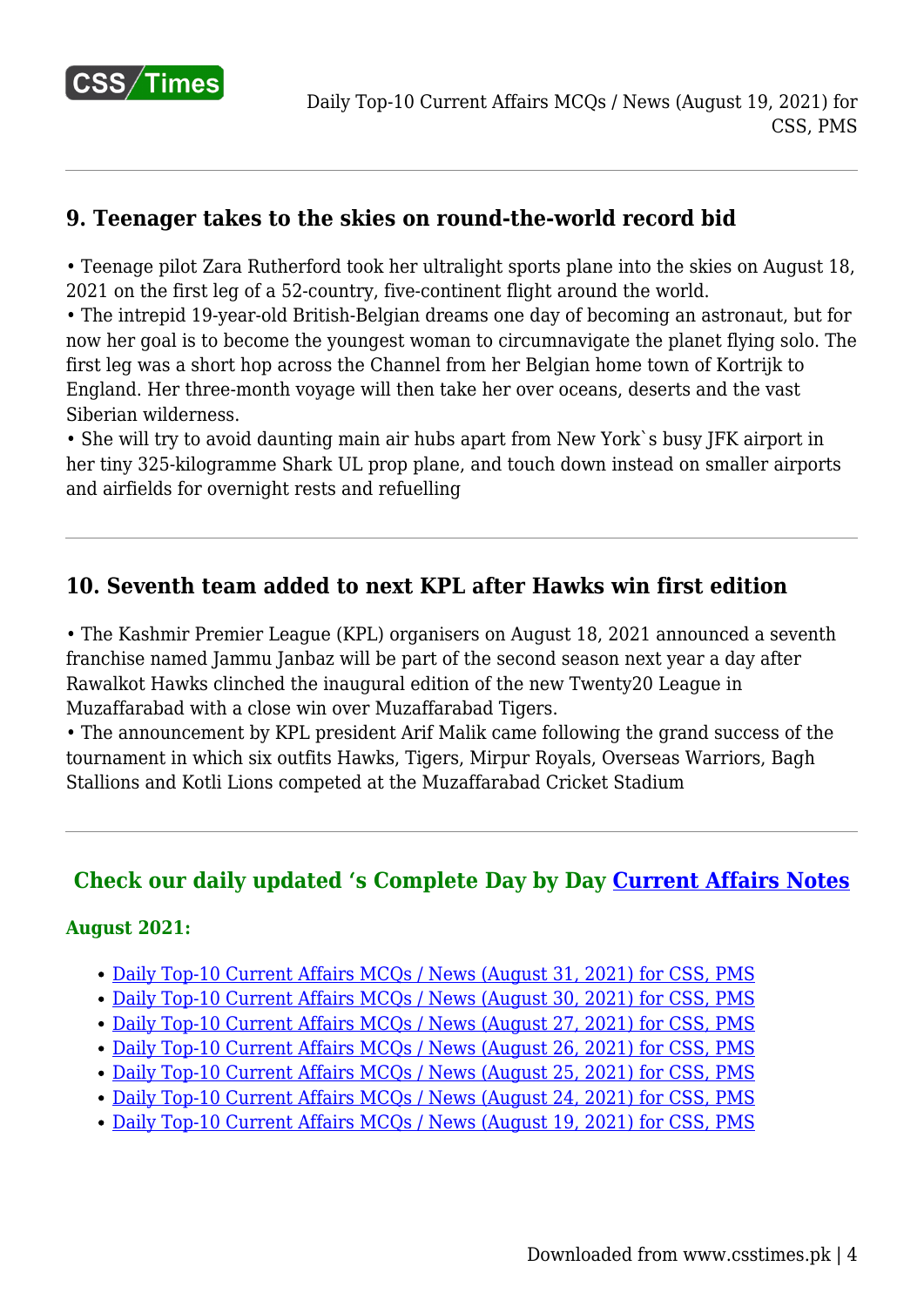## 9. Teenager takes to the skies on round-the-world record bid

- Teenage pilot Zara Rutherford took her ultralight sports plane into the skies on August 18, 2021 on the first leg of a 52-country, five-continent flight around the world.
- The intrepid 19-year-old British-Belgian dreams one day of becoming an astronaut, but for now her goal is to become the youngest woman to circumnavigate the planet flying solo. The first leg was a short hop across the Channel from her Belgian home town of Kortrijk to England. Her three-month voyage will then take her over oceans, deserts and the vast Siberian wilderness.
- She will try to avoid daunting main air hubs apart from New York`s busy JFK airport in her tiny 325-kilogramme Shark UL prop plane, and touch down instead on smaller airports and airfields for overnight rests and refuelling

---

## 10. Seventh team added to next KPL after Hawks win first edition

- The Kashmir Premier League (KPL) organisers on August 18, 2021 announced a seventh franchise named Jammu Janbaz will be part of the second season next year a day after Rawalkot Hawks clinched the inaugural edition of the new Twenty20 League in Muzaffarabad with a close win over Muzaffarabad Tigers.
- The announcement by KPL president Arif Malik came following the grand success of the tournament in which six outfits Hawks, Tigers, Mirpur Royals, Overseas Warriors, Bagh Stallions and Kotli Lions competed at the Muzaffarabad Cricket Stadium

---

### Check our daily updated 's Complete Day by Day Current Affairs Notes

**August 2021:**

- Daily Top-10 Current Affairs MCQs / News (August 31, 2021) for CSS, PMS
- Daily Top-10 Current Affairs MCQs / News (August 30, 2021) for CSS, PMS
- Daily Top-10 Current Affairs MCQs / News (August 27, 2021) for CSS, PMS
- Daily Top-10 Current Affairs MCQs / News (August 26, 2021) for CSS, PMS
- Daily Top-10 Current Affairs MCQs / News (August 25, 2021) for CSS, PMS
- Daily Top-10 Current Affairs MCQs / News (August 24, 2021) for CSS, PMS
- Daily Top-10 Current Affairs MCQs / News (August 19, 2021) for CSS, PMS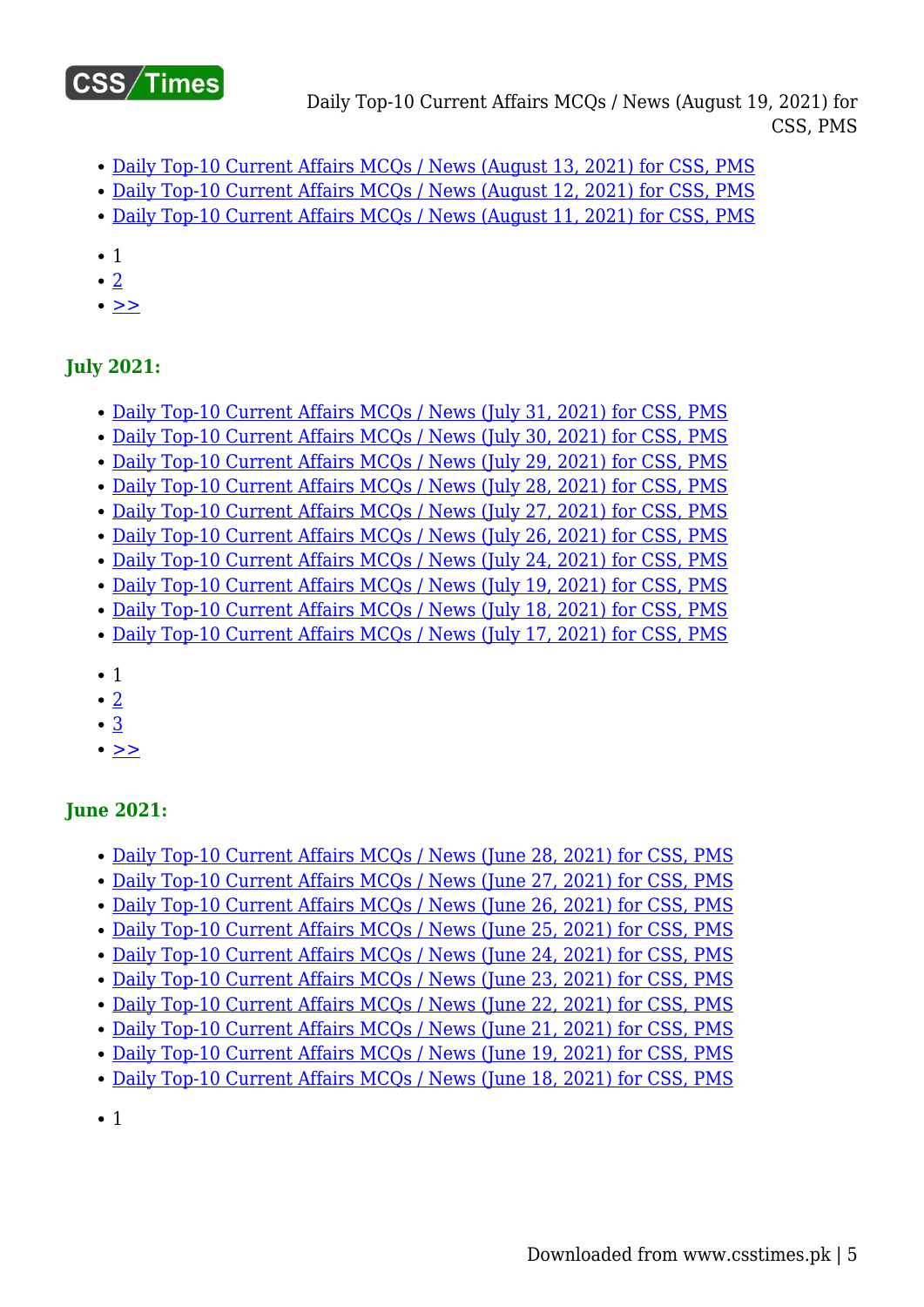- Daily Top-10 Current Affairs MCQs / News (August 13, 2021) for CSS, PMS
- Daily Top-10 Current Affairs MCQs / News (August 12, 2021) for CSS, PMS
- Daily Top-10 Current Affairs MCQs / News (August 11, 2021) for CSS, PMS

- 1
- 2
- >>

### July 2021:

- Daily Top-10 Current Affairs MCQs / News (July 31, 2021) for CSS, PMS
- Daily Top-10 Current Affairs MCQs / News (July 30, 2021) for CSS, PMS
- Daily Top-10 Current Affairs MCQs / News (July 29, 2021) for CSS, PMS
- Daily Top-10 Current Affairs MCQs / News (July 28, 2021) for CSS, PMS
- Daily Top-10 Current Affairs MCQs / News (July 27, 2021) for CSS, PMS
- Daily Top-10 Current Affairs MCQs / News (July 26, 2021) for CSS, PMS
- Daily Top-10 Current Affairs MCQs / News (July 24, 2021) for CSS, PMS
- Daily Top-10 Current Affairs MCQs / News (July 19, 2021) for CSS, PMS
- Daily Top-10 Current Affairs MCQs / News (July 18, 2021) for CSS, PMS
- Daily Top-10 Current Affairs MCQs / News (July 17, 2021) for CSS, PMS

- 1
- 2
- 3
- >>

### June 2021:

- Daily Top-10 Current Affairs MCQs / News (June 28, 2021) for CSS, PMS
- Daily Top-10 Current Affairs MCQs / News (June 27, 2021) for CSS, PMS
- Daily Top-10 Current Affairs MCQs / News (June 26, 2021) for CSS, PMS
- Daily Top-10 Current Affairs MCQs / News (June 25, 2021) for CSS, PMS
- Daily Top-10 Current Affairs MCQs / News (June 24, 2021) for CSS, PMS
- Daily Top-10 Current Affairs MCQs / News (June 23, 2021) for CSS, PMS
- Daily Top-10 Current Affairs MCQs / News (June 22, 2021) for CSS, PMS
- Daily Top-10 Current Affairs MCQs / News (June 21, 2021) for CSS, PMS
- Daily Top-10 Current Affairs MCQs / News (June 19, 2021) for CSS, PMS
- Daily Top-10 Current Affairs MCQs / News (June 18, 2021) for CSS, PMS

- 1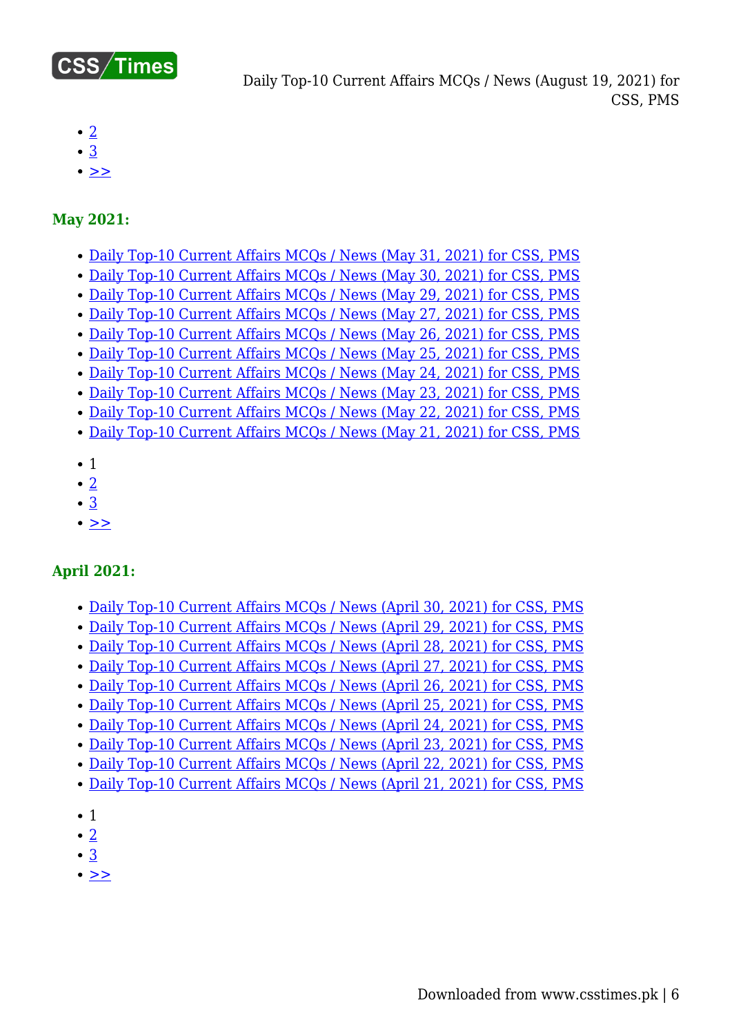- 2
- 3
- >>

**May 2021:**

- Daily Top-10 Current Affairs MCQs / News (May 31, 2021) for CSS, PMS
- Daily Top-10 Current Affairs MCQs / News (May 30, 2021) for CSS, PMS
- Daily Top-10 Current Affairs MCQs / News (May 29, 2021) for CSS, PMS
- Daily Top-10 Current Affairs MCQs / News (May 27, 2021) for CSS, PMS
- Daily Top-10 Current Affairs MCQs / News (May 26, 2021) for CSS, PMS
- Daily Top-10 Current Affairs MCQs / News (May 25, 2021) for CSS, PMS
- Daily Top-10 Current Affairs MCQs / News (May 24, 2021) for CSS, PMS
- Daily Top-10 Current Affairs MCQs / News (May 23, 2021) for CSS, PMS
- Daily Top-10 Current Affairs MCQs / News (May 22, 2021) for CSS, PMS
- Daily Top-10 Current Affairs MCQs / News (May 21, 2021) for CSS, PMS

- 1
- 2
- 3
- >>

**April 2021:**

- Daily Top-10 Current Affairs MCQs / News (April 30, 2021) for CSS, PMS
- Daily Top-10 Current Affairs MCQs / News (April 29, 2021) for CSS, PMS
- Daily Top-10 Current Affairs MCQs / News (April 28, 2021) for CSS, PMS
- Daily Top-10 Current Affairs MCQs / News (April 27, 2021) for CSS, PMS
- Daily Top-10 Current Affairs MCQs / News (April 26, 2021) for CSS, PMS
- Daily Top-10 Current Affairs MCQs / News (April 25, 2021) for CSS, PMS
- Daily Top-10 Current Affairs MCQs / News (April 24, 2021) for CSS, PMS
- Daily Top-10 Current Affairs MCQs / News (April 23, 2021) for CSS, PMS
- Daily Top-10 Current Affairs MCQs / News (April 22, 2021) for CSS, PMS
- Daily Top-10 Current Affairs MCQs / News (April 21, 2021) for CSS, PMS

- 1
- 2
- 3
- >>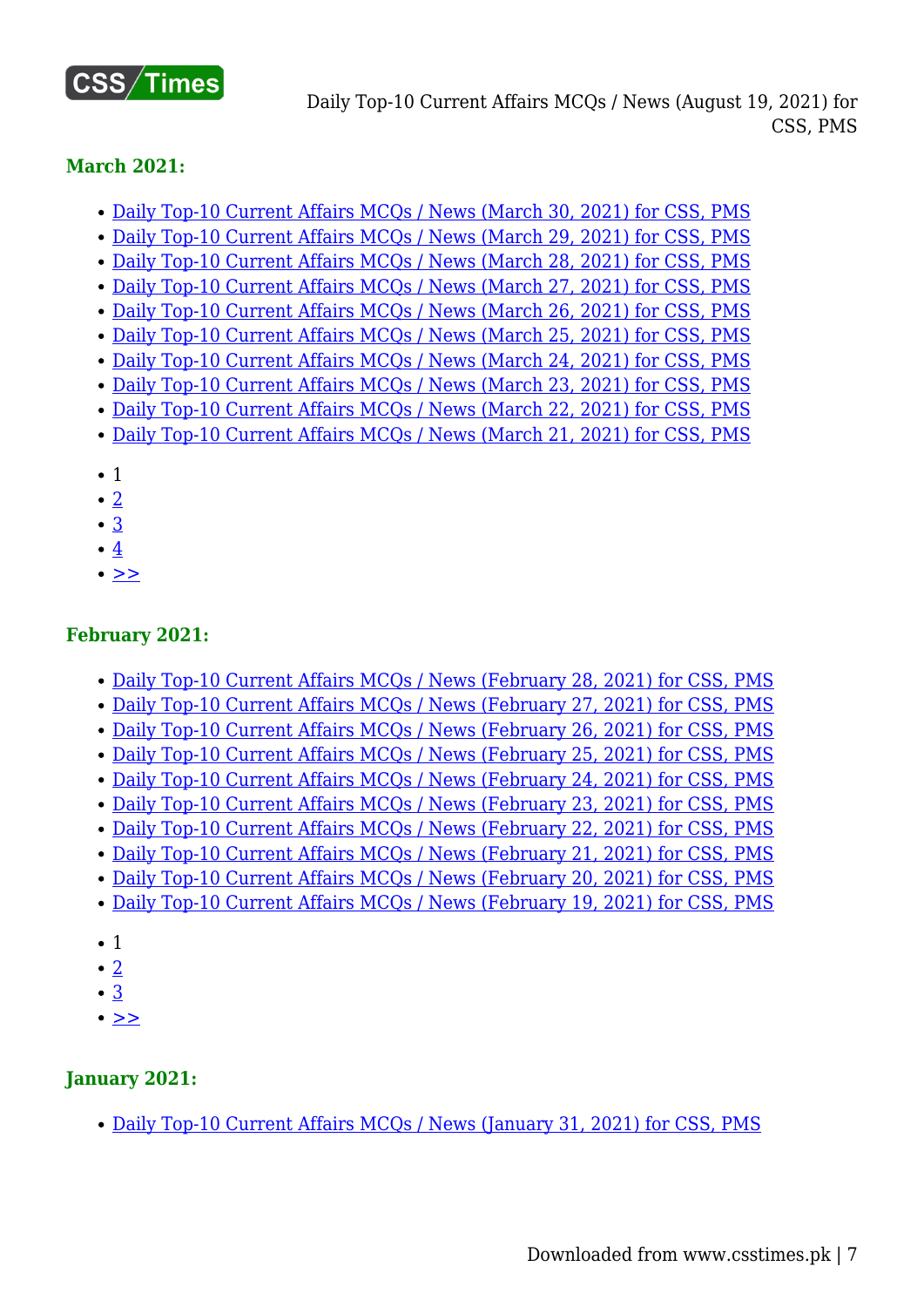### March 2021:

- Daily Top-10 Current Affairs MCQs / News (March 30, 2021) for CSS, PMS
- Daily Top-10 Current Affairs MCQs / News (March 29, 2021) for CSS, PMS
- Daily Top-10 Current Affairs MCQs / News (March 28, 2021) for CSS, PMS
- Daily Top-10 Current Affairs MCQs / News (March 27, 2021) for CSS, PMS
- Daily Top-10 Current Affairs MCQs / News (March 26, 2021) for CSS, PMS
- Daily Top-10 Current Affairs MCQs / News (March 25, 2021) for CSS, PMS
- Daily Top-10 Current Affairs MCQs / News (March 24, 2021) for CSS, PMS
- Daily Top-10 Current Affairs MCQs / News (March 23, 2021) for CSS, PMS
- Daily Top-10 Current Affairs MCQs / News (March 22, 2021) for CSS, PMS
- Daily Top-10 Current Affairs MCQs / News (March 21, 2021) for CSS, PMS

- 1
- 2
- 3
- 4
- >>

### February 2021:

- Daily Top-10 Current Affairs MCQs / News (February 28, 2021) for CSS, PMS
- Daily Top-10 Current Affairs MCQs / News (February 27, 2021) for CSS, PMS
- Daily Top-10 Current Affairs MCQs / News (February 26, 2021) for CSS, PMS
- Daily Top-10 Current Affairs MCQs / News (February 25, 2021) for CSS, PMS
- Daily Top-10 Current Affairs MCQs / News (February 24, 2021) for CSS, PMS
- Daily Top-10 Current Affairs MCQs / News (February 23, 2021) for CSS, PMS
- Daily Top-10 Current Affairs MCQs / News (February 22, 2021) for CSS, PMS
- Daily Top-10 Current Affairs MCQs / News (February 21, 2021) for CSS, PMS
- Daily Top-10 Current Affairs MCQs / News (February 20, 2021) for CSS, PMS
- Daily Top-10 Current Affairs MCQs / News (February 19, 2021) for CSS, PMS

- 1
- 2
- 3
- >>

### January 2021:

- Daily Top-10 Current Affairs MCQs / News (January 31, 2021) for CSS, PMS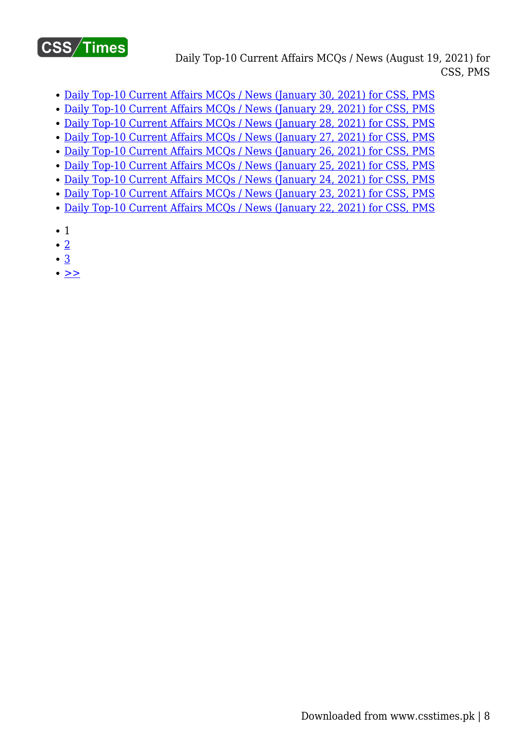- Daily Top-10 Current Affairs MCQs / News (January 30, 2021) for CSS, PMS
- Daily Top-10 Current Affairs MCQs / News (January 29, 2021) for CSS, PMS
- Daily Top-10 Current Affairs MCQs / News (January 28, 2021) for CSS, PMS
- Daily Top-10 Current Affairs MCQs / News (January 27, 2021) for CSS, PMS
- Daily Top-10 Current Affairs MCQs / News (January 26, 2021) for CSS, PMS
- Daily Top-10 Current Affairs MCQs / News (January 25, 2021) for CSS, PMS
- Daily Top-10 Current Affairs MCQs / News (January 24, 2021) for CSS, PMS
- Daily Top-10 Current Affairs MCQs / News (January 23, 2021) for CSS, PMS
- Daily Top-10 Current Affairs MCQs / News (January 22, 2021) for CSS, PMS

- 1
- 2
- 3
- >>